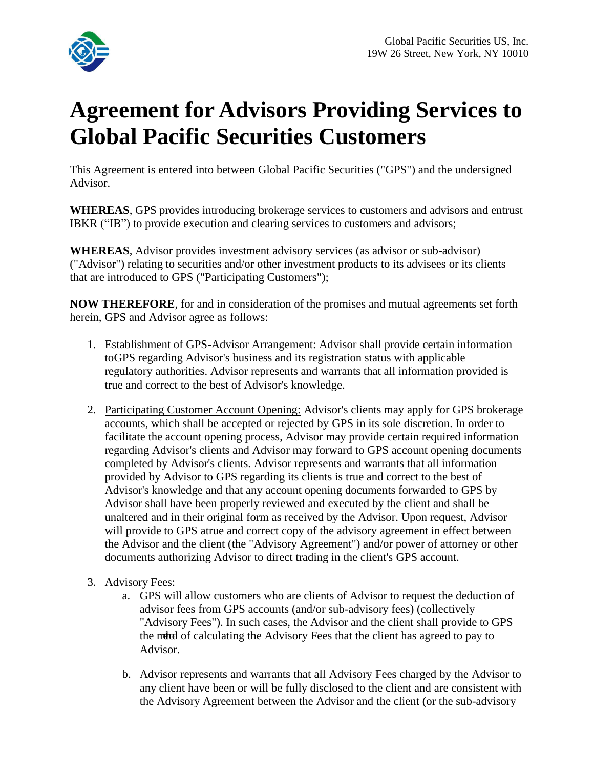Global Pacific Securities US, Inc.
19W 26 Street, New York, NY 10010

# Agreement for Advisors Providing Services to Global Pacific Securities Customers

This Agreement is entered into between Global Pacific Securities ("GPS") and the undersigned Advisor.

**WHEREAS**, GPS provides introducing brokerage services to customers and advisors and entrust IBKR ("IB") to provide execution and clearing services to customers and advisors;

**WHEREAS**, Advisor provides investment advisory services (as advisor or sub-advisor) ("Advisor") relating to securities and/or other investment products to its advisees or its clients that are introduced to GPS ("Participating Customers");

**NOW THEREFORE**, for and in consideration of the promises and mutual agreements set forth herein, GPS and Advisor agree as follows:

1. Establishment of GPS-Advisor Arrangement: Advisor shall provide certain information toGPS regarding Advisor's business and its registration status with applicable regulatory authorities. Advisor represents and warrants that all information provided is true and correct to the best of Advisor's knowledge.

2. Participating Customer Account Opening: Advisor's clients may apply for GPS brokerage accounts, which shall be accepted or rejected by GPS in its sole discretion. In order to facilitate the account opening process, Advisor may provide certain required information regarding Advisor's clients and Advisor may forward to GPS account opening documents completed by Advisor's clients. Advisor represents and warrants that all information provided by Advisor to GPS regarding its clients is true and correct to the best of Advisor's knowledge and that any account opening documents forwarded to GPS by Advisor shall have been properly reviewed and executed by the client and shall be unaltered and in their original form as received by the Advisor. Upon request, Advisor will provide to GPS atrue and correct copy of the advisory agreement in effect between the Advisor and the client (the "Advisory Agreement") and/or power of attorney or other documents authorizing Advisor to direct trading in the client's GPS account.

3. Advisory Fees:
    a. GPS will allow customers who are clients of Advisor to request the deduction of advisor fees from GPS accounts (and/or sub-advisory fees) (collectively "Advisory Fees"). In such cases, the Advisor and the client shall provide to GPS the method of calculating the Advisory Fees that the client has agreed to pay to Advisor.

    b. Advisor represents and warrants that all Advisory Fees charged by the Advisor to any client have been or will be fully disclosed to the client and are consistent with the Advisory Agreement between the Advisor and the client (or the sub-advisory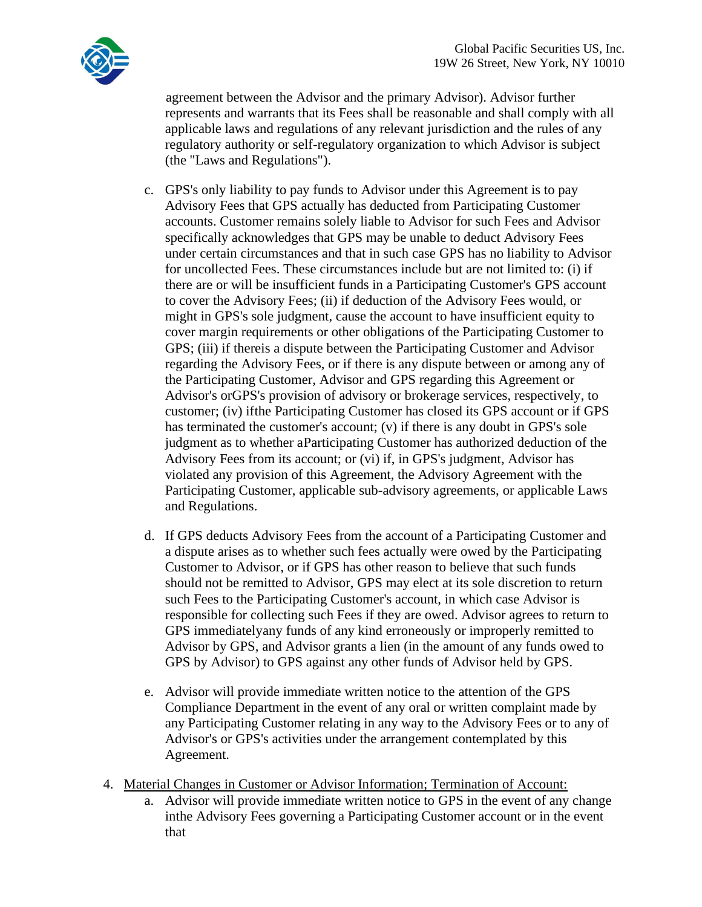agreement between the Advisor and the primary Advisor). Advisor further represents and warrants that its Fees shall be reasonable and shall comply with all applicable laws and regulations of any relevant jurisdiction and the rules of any regulatory authority or self-regulatory organization to which Advisor is subject (the "Laws and Regulations").

c. GPS's only liability to pay funds to Advisor under this Agreement is to pay Advisory Fees that GPS actually has deducted from Participating Customer accounts. Customer remains solely liable to Advisor for such Fees and Advisor specifically acknowledges that GPS may be unable to deduct Advisory Fees under certain circumstances and that in such case GPS has no liability to Advisor for uncollected Fees. These circumstances include but are not limited to: (i) if there are or will be insufficient funds in a Participating Customer's GPS account to cover the Advisory Fees; (ii) if deduction of the Advisory Fees would, or might in GPS's sole judgment, cause the account to have insufficient equity to cover margin requirements or other obligations of the Participating Customer to GPS; (iii) if thereis a dispute between the Participating Customer and Advisor regarding the Advisory Fees, or if there is any dispute between or among any of the Participating Customer, Advisor and GPS regarding this Agreement or Advisor's orGPS's provision of advisory or brokerage services, respectively, to customer; (iv) ifthe Participating Customer has closed its GPS account or if GPS has terminated the customer's account; (v) if there is any doubt in GPS's sole judgment as to whether aParticipating Customer has authorized deduction of the Advisory Fees from its account; or (vi) if, in GPS's judgment, Advisor has violated any provision of this Agreement, the Advisory Agreement with the Participating Customer, applicable sub-advisory agreements, or applicable Laws and Regulations.

d. If GPS deducts Advisory Fees from the account of a Participating Customer and a dispute arises as to whether such fees actually were owed by the Participating Customer to Advisor, or if GPS has other reason to believe that such funds should not be remitted to Advisor, GPS may elect at its sole discretion to return such Fees to the Participating Customer's account, in which case Advisor is responsible for collecting such Fees if they are owed. Advisor agrees to return to GPS immediatelyany funds of any kind erroneously or improperly remitted to Advisor by GPS, and Advisor grants a lien (in the amount of any funds owed to GPS by Advisor) to GPS against any other funds of Advisor held by GPS.

e. Advisor will provide immediate written notice to the attention of the GPS Compliance Department in the event of any oral or written complaint made by any Participating Customer relating in any way to the Advisory Fees or to any of Advisor's or GPS's activities under the arrangement contemplated by this Agreement.

4. <u>Material Changes in Customer or Advisor Information; Termination of Account:</u>
   a. Advisor will provide immediate written notice to GPS in the event of any change inthe Advisory Fees governing a Participating Customer account or in the event that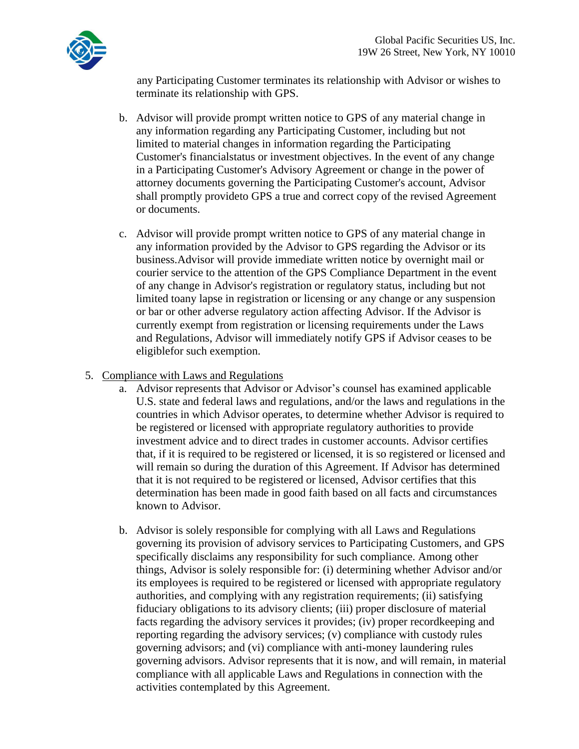any Participating Customer terminates its relationship with Advisor or wishes to terminate its relationship with GPS.

b. Advisor will provide prompt written notice to GPS of any material change in any information regarding any Participating Customer, including but not limited to material changes in information regarding the Participating Customer's financialstatus or investment objectives. In the event of any change in a Participating Customer's Advisory Agreement or change in the power of attorney documents governing the Participating Customer's account, Advisor shall promptly provideto GPS a true and correct copy of the revised Agreement or documents.

c. Advisor will provide prompt written notice to GPS of any material change in any information provided by the Advisor to GPS regarding the Advisor or its business.Advisor will provide immediate written notice by overnight mail or courier service to the attention of the GPS Compliance Department in the event of any change in Advisor's registration or regulatory status, including but not limited toany lapse in registration or licensing or any change or any suspension or bar or other adverse regulatory action affecting Advisor. If the Advisor is currently exempt from registration or licensing requirements under the Laws and Regulations, Advisor will immediately notify GPS if Advisor ceases to be eligiblefor such exemption.

5. Compliance with Laws and Regulations

a. Advisor represents that Advisor or Advisor's counsel has examined applicable U.S. state and federal laws and regulations, and/or the laws and regulations in the countries in which Advisor operates, to determine whether Advisor is required to be registered or licensed with appropriate regulatory authorities to provide investment advice and to direct trades in customer accounts. Advisor certifies that, if it is required to be registered or licensed, it is so registered or licensed and will remain so during the duration of this Agreement. If Advisor has determined that it is not required to be registered or licensed, Advisor certifies that this determination has been made in good faith based on all facts and circumstances known to Advisor.

b. Advisor is solely responsible for complying with all Laws and Regulations governing its provision of advisory services to Participating Customers, and GPS specifically disclaims any responsibility for such compliance. Among other things, Advisor is solely responsible for: (i) determining whether Advisor and/or its employees is required to be registered or licensed with appropriate regulatory authorities, and complying with any registration requirements; (ii) satisfying fiduciary obligations to its advisory clients; (iii) proper disclosure of material facts regarding the advisory services it provides; (iv) proper recordkeeping and reporting regarding the advisory services; (v) compliance with custody rules governing advisors; and (vi) compliance with anti-money laundering rules governing advisors. Advisor represents that it is now, and will remain, in material compliance with all applicable Laws and Regulations in connection with the activities contemplated by this Agreement.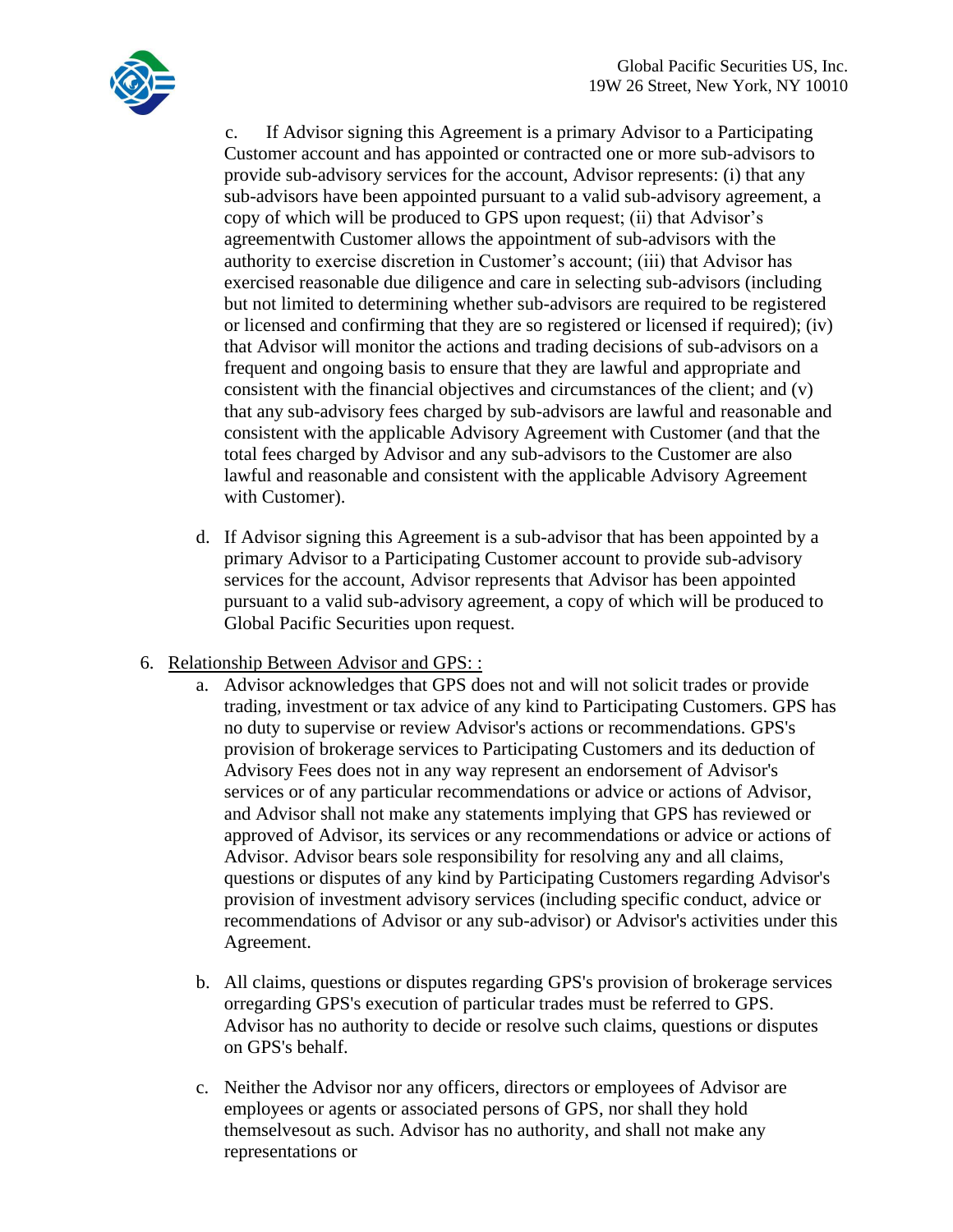c. If Advisor signing this Agreement is a primary Advisor to a Participating Customer account and has appointed or contracted one or more sub-advisors to provide sub-advisory services for the account, Advisor represents: (i) that any sub-advisors have been appointed pursuant to a valid sub-advisory agreement, a copy of which will be produced to GPS upon request; (ii) that Advisor's agreementwith Customer allows the appointment of sub-advisors with the authority to exercise discretion in Customer's account; (iii) that Advisor has exercised reasonable due diligence and care in selecting sub-advisors (including but not limited to determining whether sub-advisors are required to be registered or licensed and confirming that they are so registered or licensed if required); (iv) that Advisor will monitor the actions and trading decisions of sub-advisors on a frequent and ongoing basis to ensure that they are lawful and appropriate and consistent with the financial objectives and circumstances of the client; and (v) that any sub-advisory fees charged by sub-advisors are lawful and reasonable and consistent with the applicable Advisory Agreement with Customer (and that the total fees charged by Advisor and any sub-advisors to the Customer are also lawful and reasonable and consistent with the applicable Advisory Agreement with Customer).

d. If Advisor signing this Agreement is a sub-advisor that has been appointed by a primary Advisor to a Participating Customer account to provide sub-advisory services for the account, Advisor represents that Advisor has been appointed pursuant to a valid sub-advisory agreement, a copy of which will be produced to Global Pacific Securities upon request.

6. <u>Relationship Between Advisor and GPS: :</u>
   a. Advisor acknowledges that GPS does not and will not solicit trades or provide trading, investment or tax advice of any kind to Participating Customers. GPS has no duty to supervise or review Advisor's actions or recommendations. GPS's provision of brokerage services to Participating Customers and its deduction of Advisory Fees does not in any way represent an endorsement of Advisor's services or of any particular recommendations or advice or actions of Advisor, and Advisor shall not make any statements implying that GPS has reviewed or approved of Advisor, its services or any recommendations or advice or actions of Advisor. Advisor bears sole responsibility for resolving any and all claims, questions or disputes of any kind by Participating Customers regarding Advisor's provision of investment advisory services (including specific conduct, advice or recommendations of Advisor or any sub-advisor) or Advisor's activities under this Agreement.

   b. All claims, questions or disputes regarding GPS's provision of brokerage services orregarding GPS's execution of particular trades must be referred to GPS. Advisor has no authority to decide or resolve such claims, questions or disputes on GPS's behalf.

   c. Neither the Advisor nor any officers, directors or employees of Advisor are employees or agents or associated persons of GPS, nor shall they hold themselvesout as such. Advisor has no authority, and shall not make any representations or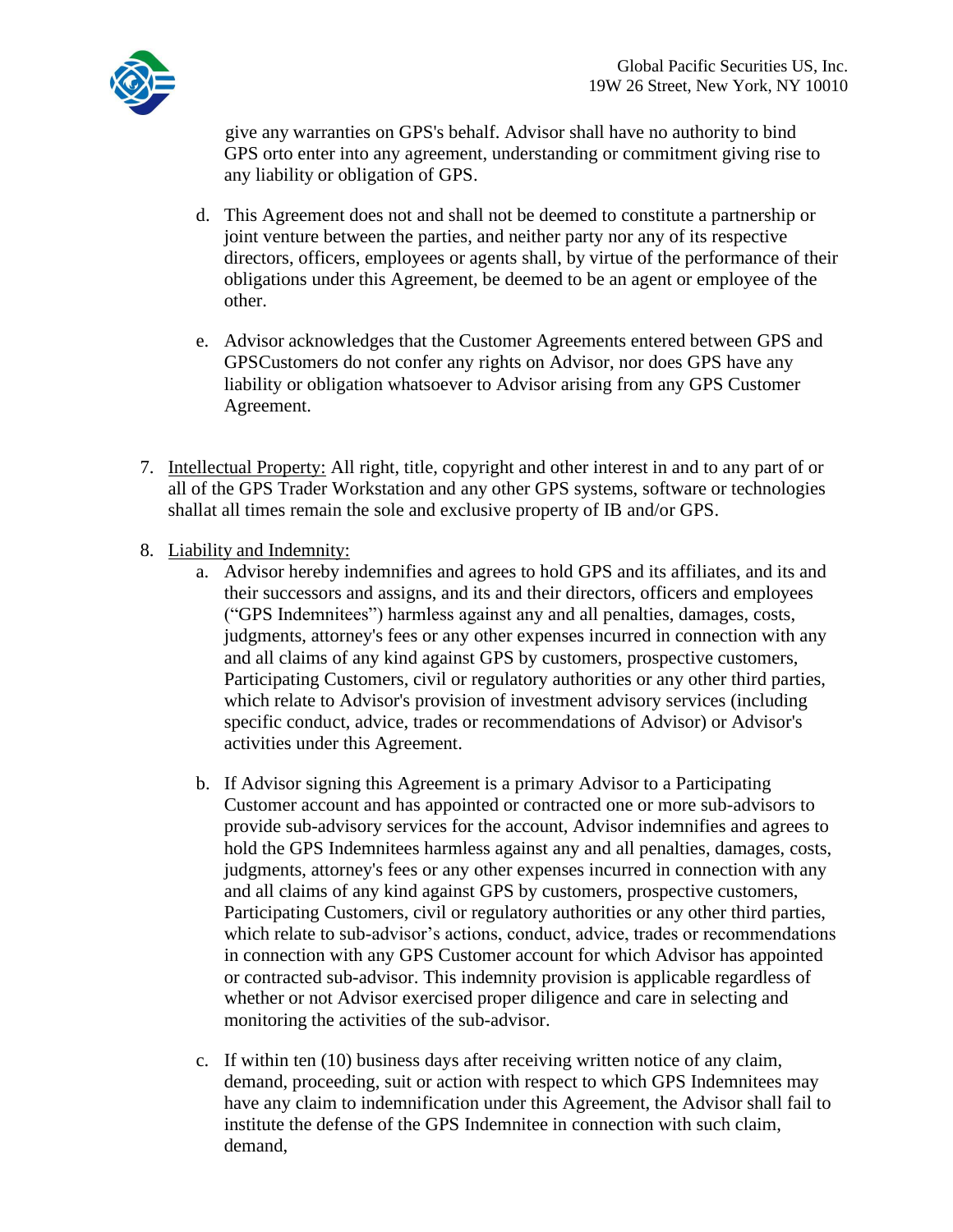give any warranties on GPS's behalf. Advisor shall have no authority to bind GPS orto enter into any agreement, understanding or commitment giving rise to any liability or obligation of GPS.

d. This Agreement does not and shall not be deemed to constitute a partnership or joint venture between the parties, and neither party nor any of its respective directors, officers, employees or agents shall, by virtue of the performance of their obligations under this Agreement, be deemed to be an agent or employee of the other.

e. Advisor acknowledges that the Customer Agreements entered between GPS and GPSCustomers do not confer any rights on Advisor, nor does GPS have any liability or obligation whatsoever to Advisor arising from any GPS Customer Agreement.

7. Intellectual Property: All right, title, copyright and other interest in and to any part of or all of the GPS Trader Workstation and any other GPS systems, software or technologies shallat all times remain the sole and exclusive property of IB and/or GPS.

8. Liability and Indemnity:
   a. Advisor hereby indemnifies and agrees to hold GPS and its affiliates, and its and their successors and assigns, and its and their directors, officers and employees ("GPS Indemnitees") harmless against any and all penalties, damages, costs, judgments, attorney's fees or any other expenses incurred in connection with any and all claims of any kind against GPS by customers, prospective customers, Participating Customers, civil or regulatory authorities or any other third parties, which relate to Advisor's provision of investment advisory services (including specific conduct, advice, trades or recommendations of Advisor) or Advisor's activities under this Agreement.

   b. If Advisor signing this Agreement is a primary Advisor to a Participating Customer account and has appointed or contracted one or more sub-advisors to provide sub-advisory services for the account, Advisor indemnifies and agrees to hold the GPS Indemnitees harmless against any and all penalties, damages, costs, judgments, attorney's fees or any other expenses incurred in connection with any and all claims of any kind against GPS by customers, prospective customers, Participating Customers, civil or regulatory authorities or any other third parties, which relate to sub-advisor's actions, conduct, advice, trades or recommendations in connection with any GPS Customer account for which Advisor has appointed or contracted sub-advisor. This indemnity provision is applicable regardless of whether or not Advisor exercised proper diligence and care in selecting and monitoring the activities of the sub-advisor.

   c. If within ten (10) business days after receiving written notice of any claim, demand, proceeding, suit or action with respect to which GPS Indemnitees may have any claim to indemnification under this Agreement, the Advisor shall fail to institute the defense of the GPS Indemnitee in connection with such claim, demand,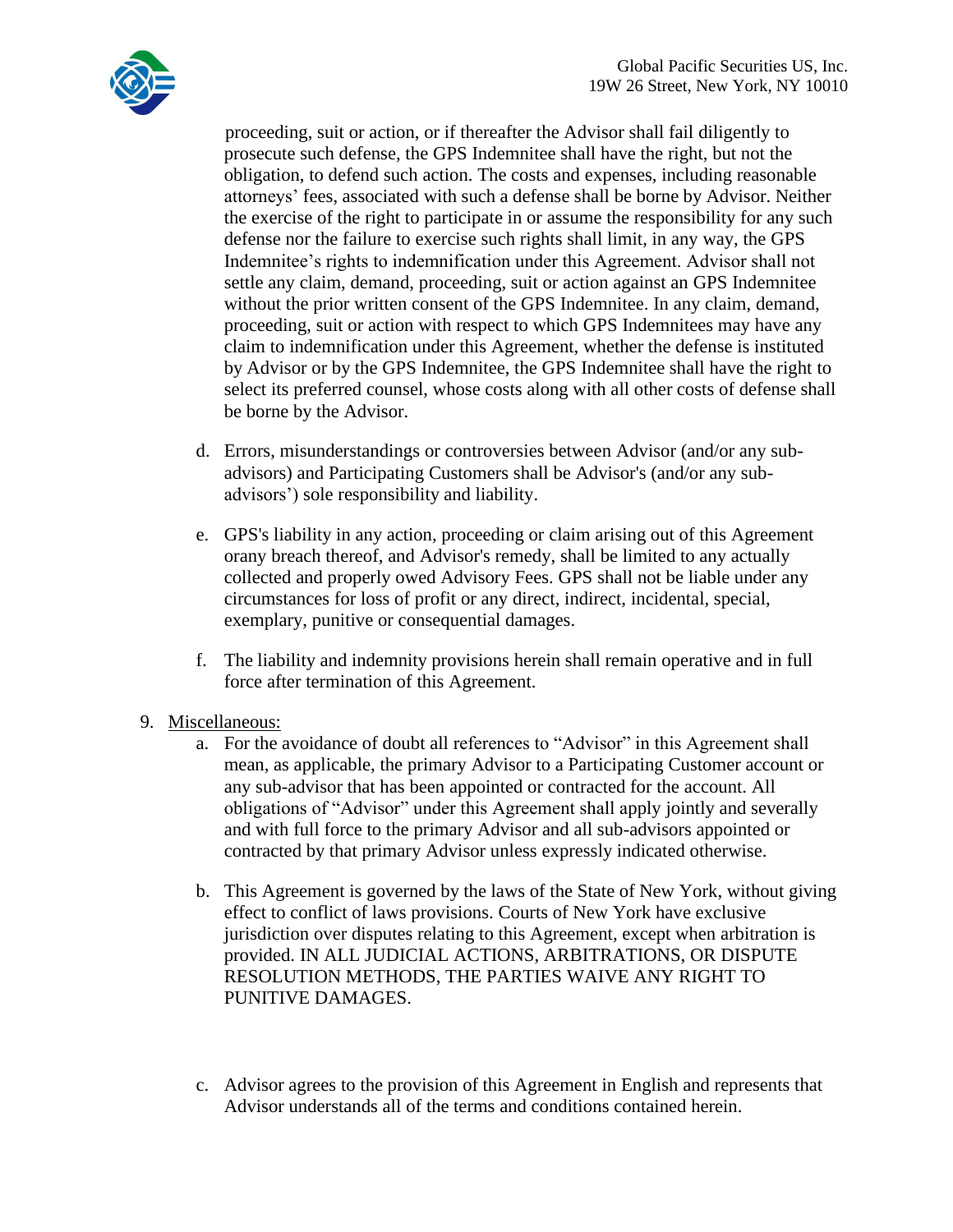proceeding, suit or action, or if thereafter the Advisor shall fail diligently to prosecute such defense, the GPS Indemnitee shall have the right, but not the obligation, to defend such action. The costs and expenses, including reasonable attorneys' fees, associated with such a defense shall be borne by Advisor. Neither the exercise of the right to participate in or assume the responsibility for any such defense nor the failure to exercise such rights shall limit, in any way, the GPS Indemnitee's rights to indemnification under this Agreement. Advisor shall not settle any claim, demand, proceeding, suit or action against an GPS Indemnitee without the prior written consent of the GPS Indemnitee. In any claim, demand, proceeding, suit or action with respect to which GPS Indemnitees may have any claim to indemnification under this Agreement, whether the defense is instituted by Advisor or by the GPS Indemnitee, the GPS Indemnitee shall have the right to select its preferred counsel, whose costs along with all other costs of defense shall be borne by the Advisor.

d. Errors, misunderstandings or controversies between Advisor (and/or any sub-advisors) and Participating Customers shall be Advisor's (and/or any sub-advisors') sole responsibility and liability.

e. GPS's liability in any action, proceeding or claim arising out of this Agreement orany breach thereof, and Advisor's remedy, shall be limited to any actually collected and properly owed Advisory Fees. GPS shall not be liable under any circumstances for loss of profit or any direct, indirect, incidental, special, exemplary, punitive or consequential damages.

f. The liability and indemnity provisions herein shall remain operative and in full force after termination of this Agreement.

9. <u>Miscellaneous:</u>

    a. For the avoidance of doubt all references to "Advisor" in this Agreement shall mean, as applicable, the primary Advisor to a Participating Customer account or any sub-advisor that has been appointed or contracted for the account. All obligations of "Advisor" under this Agreement shall apply jointly and severally and with full force to the primary Advisor and all sub-advisors appointed or contracted by that primary Advisor unless expressly indicated otherwise.

    b. This Agreement is governed by the laws of the State of New York, without giving effect to conflict of laws provisions. Courts of New York have exclusive jurisdiction over disputes relating to this Agreement, except when arbitration is provided. IN ALL JUDICIAL ACTIONS, ARBITRATIONS, OR DISPUTE RESOLUTION METHODS, THE PARTIES WAIVE ANY RIGHT TO PUNITIVE DAMAGES.

    c. Advisor agrees to the provision of this Agreement in English and represents that Advisor understands all of the terms and conditions contained herein.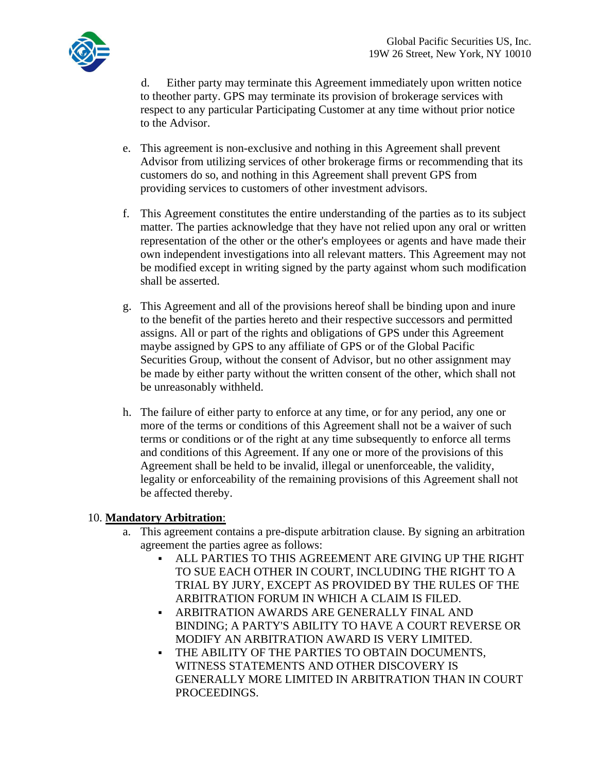d. Either party may terminate this Agreement immediately upon written notice to theother party. GPS may terminate its provision of brokerage services with respect to any particular Participating Customer at any time without prior notice to the Advisor.

e. This agreement is non-exclusive and nothing in this Agreement shall prevent Advisor from utilizing services of other brokerage firms or recommending that its customers do so, and nothing in this Agreement shall prevent GPS from providing services to customers of other investment advisors.

f. This Agreement constitutes the entire understanding of the parties as to its subject matter. The parties acknowledge that they have not relied upon any oral or written representation of the other or the other's employees or agents and have made their own independent investigations into all relevant matters. This Agreement may not be modified except in writing signed by the party against whom such modification shall be asserted.

g. This Agreement and all of the provisions hereof shall be binding upon and inure to the benefit of the parties hereto and their respective successors and permitted assigns. All or part of the rights and obligations of GPS under this Agreement maybe assigned by GPS to any affiliate of GPS or of the Global Pacific Securities Group, without the consent of Advisor, but no other assignment may be made by either party without the written consent of the other, which shall not be unreasonably withheld.

h. The failure of either party to enforce at any time, or for any period, any one or more of the terms or conditions of this Agreement shall not be a waiver of such terms or conditions or of the right at any time subsequently to enforce all terms and conditions of this Agreement. If any one or more of the provisions of this Agreement shall be held to be invalid, illegal or unenforceable, the validity, legality or enforceability of the remaining provisions of this Agreement shall not be affected thereby.

10. **Mandatory Arbitration**:

a. This agreement contains a pre-dispute arbitration clause. By signing an arbitration agreement the parties agree as follows:
   - ALL PARTIES TO THIS AGREEMENT ARE GIVING UP THE RIGHT TO SUE EACH OTHER IN COURT, INCLUDING THE RIGHT TO A TRIAL BY JURY, EXCEPT AS PROVIDED BY THE RULES OF THE ARBITRATION FORUM IN WHICH A CLAIM IS FILED.
   - ARBITRATION AWARDS ARE GENERALLY FINAL AND BINDING; A PARTY'S ABILITY TO HAVE A COURT REVERSE OR MODIFY AN ARBITRATION AWARD IS VERY LIMITED.
   - THE ABILITY OF THE PARTIES TO OBTAIN DOCUMENTS, WITNESS STATEMENTS AND OTHER DISCOVERY IS GENERALLY MORE LIMITED IN ARBITRATION THAN IN COURT PROCEEDINGS.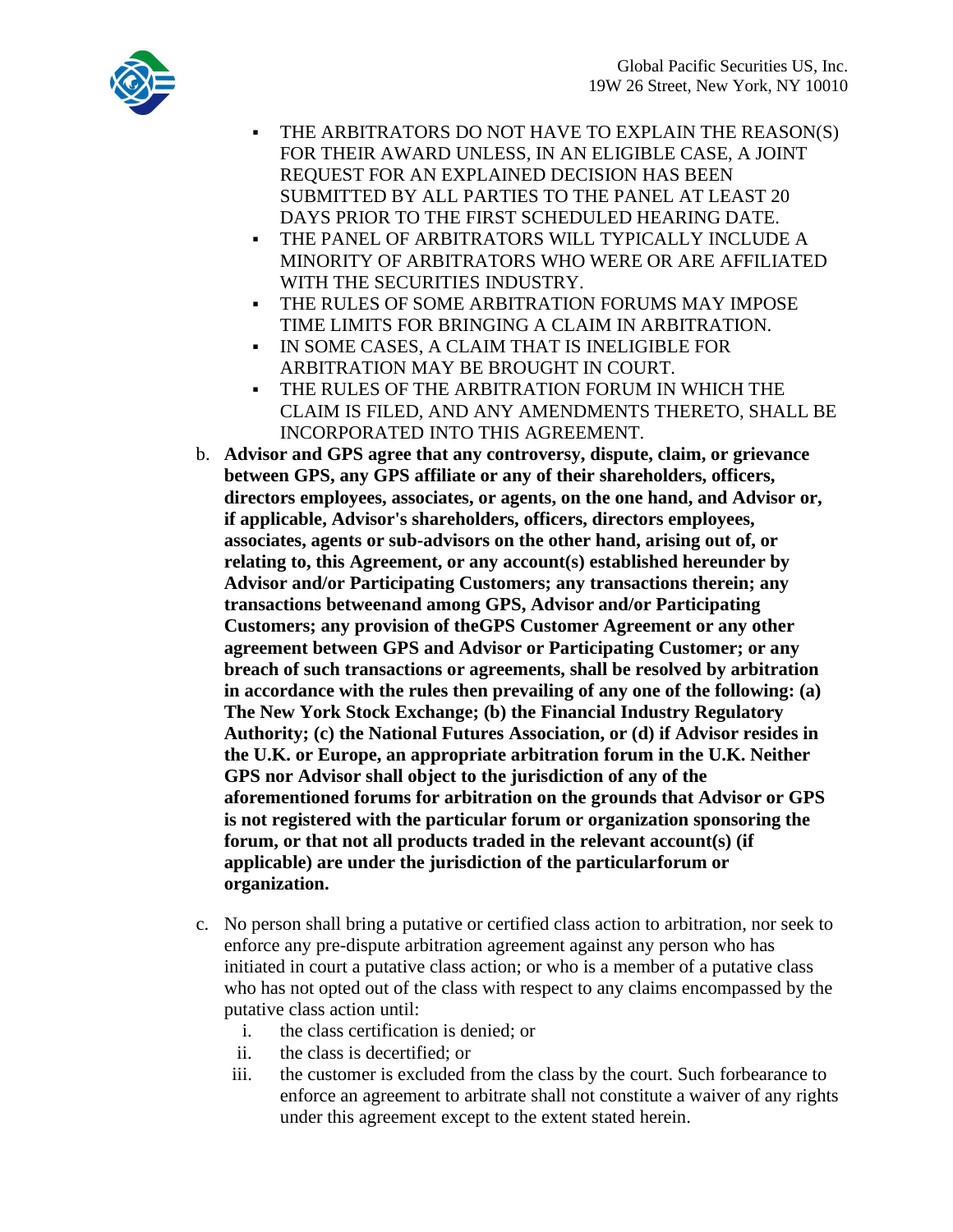- THE ARBITRATORS DO NOT HAVE TO EXPLAIN THE REASON(S) FOR THEIR AWARD UNLESS, IN AN ELIGIBLE CASE, A JOINT REQUEST FOR AN EXPLAINED DECISION HAS BEEN SUBMITTED BY ALL PARTIES TO THE PANEL AT LEAST 20 DAYS PRIOR TO THE FIRST SCHEDULED HEARING DATE.
- THE PANEL OF ARBITRATORS WILL TYPICALLY INCLUDE A MINORITY OF ARBITRATORS WHO WERE OR ARE AFFILIATED WITH THE SECURITIES INDUSTRY.
- THE RULES OF SOME ARBITRATION FORUMS MAY IMPOSE TIME LIMITS FOR BRINGING A CLAIM IN ARBITRATION.
- IN SOME CASES, A CLAIM THAT IS INELIGIBLE FOR ARBITRATION MAY BE BROUGHT IN COURT.
- THE RULES OF THE ARBITRATION FORUM IN WHICH THE CLAIM IS FILED, AND ANY AMENDMENTS THERETO, SHALL BE INCORPORATED INTO THIS AGREEMENT.

b. **Advisor and GPS agree that any controversy, dispute, claim, or grievance between GPS, any GPS affiliate or any of their shareholders, officers, directors employees, associates, or agents, on the one hand, and Advisor or, if applicable, Advisor's shareholders, officers, directors employees, associates, agents or sub-advisors on the other hand, arising out of, or relating to, this Agreement, or any account(s) established hereunder by Advisor and/or Participating Customers; any transactions therein; any transactions betweenand among GPS, Advisor and/or Participating Customers; any provision of theGPS Customer Agreement or any other agreement between GPS and Advisor or Participating Customer; or any breach of such transactions or agreements, shall be resolved by arbitration in accordance with the rules then prevailing of any one of the following: (a) The New York Stock Exchange; (b) the Financial Industry Regulatory Authority; (c) the National Futures Association, or (d) if Advisor resides in the U.K. or Europe, an appropriate arbitration forum in the U.K. Neither GPS nor Advisor shall object to the jurisdiction of any of the aforementioned forums for arbitration on the grounds that Advisor or GPS is not registered with the particular forum or organization sponsoring the forum, or that not all products traded in the relevant account(s) (if applicable) are under the jurisdiction of the particularforum or organization.**

c. No person shall bring a putative or certified class action to arbitration, nor seek to enforce any pre-dispute arbitration agreement against any person who has initiated in court a putative class action; or who is a member of a putative class who has not opted out of the class with respect to any claims encompassed by the putative class action until:
   i. the class certification is denied; or
   ii. the class is decertified; or
   iii. the customer is excluded from the class by the court. Such forbearance to enforce an agreement to arbitrate shall not constitute a waiver of any rights under this agreement except to the extent stated herein.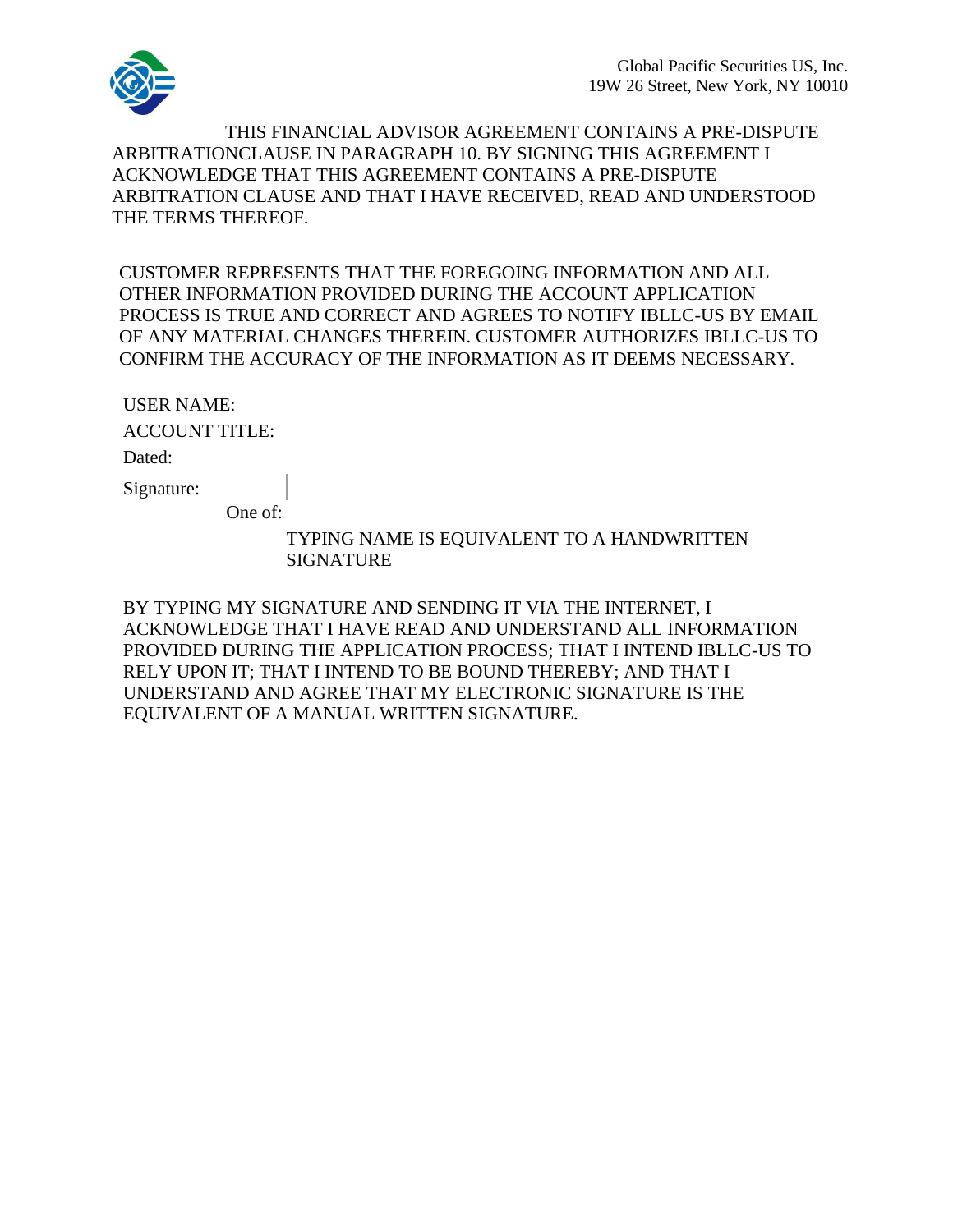Global Pacific Securities US, Inc.
19W 26 Street, New York, NY 10010

THIS FINANCIAL ADVISOR AGREEMENT CONTAINS A PRE-DISPUTE ARBITRATIONCLAUSE IN PARAGRAPH 10. BY SIGNING THIS AGREEMENT I ACKNOWLEDGE THAT THIS AGREEMENT CONTAINS A PRE-DISPUTE ARBITRATION CLAUSE AND THAT I HAVE RECEIVED, READ AND UNDERSTOOD THE TERMS THEREOF.

CUSTOMER REPRESENTS THAT THE FOREGOING INFORMATION AND ALL OTHER INFORMATION PROVIDED DURING THE ACCOUNT APPLICATION PROCESS IS TRUE AND CORRECT AND AGREES TO NOTIFY IBLLC-US BY EMAIL OF ANY MATERIAL CHANGES THEREIN. CUSTOMER AUTHORIZES IBLLC-US TO CONFIRM THE ACCURACY OF THE INFORMATION AS IT DEEMS NECESSARY.

USER NAME:

ACCOUNT TITLE:

Dated:

Signature:

One of:

TYPING NAME IS EQUIVALENT TO A HANDWRITTEN SIGNATURE

BY TYPING MY SIGNATURE AND SENDING IT VIA THE INTERNET, I ACKNOWLEDGE THAT I HAVE READ AND UNDERSTAND ALL INFORMATION PROVIDED DURING THE APPLICATION PROCESS; THAT I INTEND IBLLC-US TO RELY UPON IT; THAT I INTEND TO BE BOUND THEREBY; AND THAT I UNDERSTAND AND AGREE THAT MY ELECTRONIC SIGNATURE IS THE EQUIVALENT OF A MANUAL WRITTEN SIGNATURE.